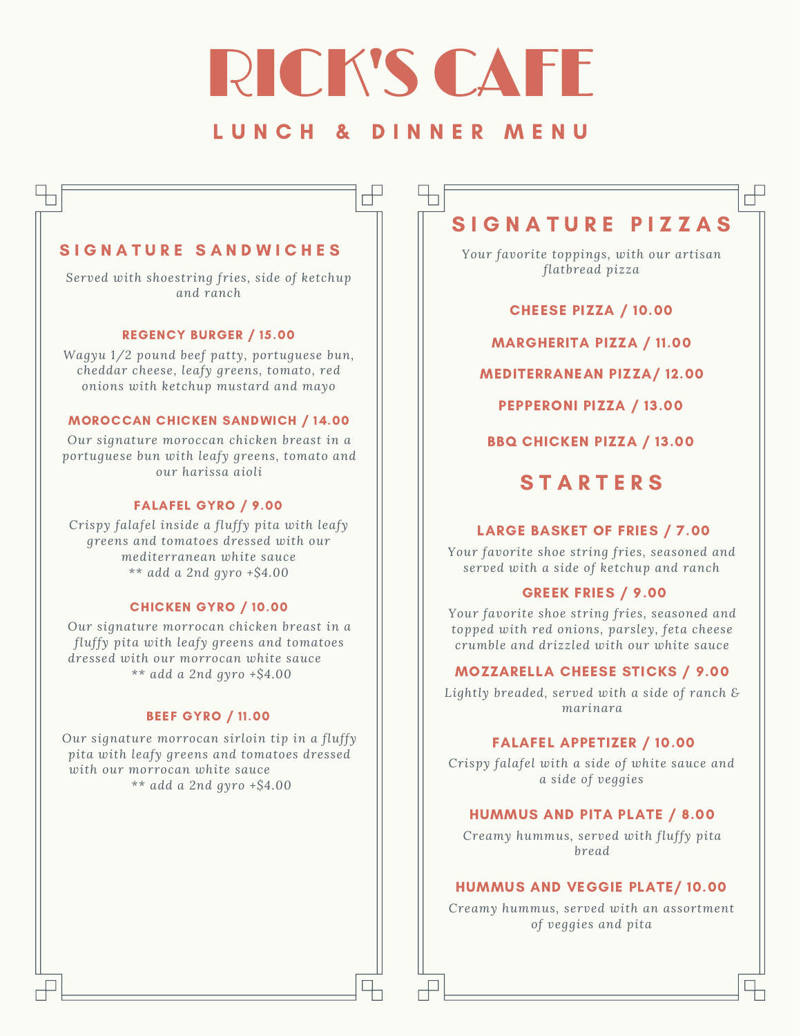# RICK'S CAFE

## LUNCH & DINNER MENU

## SIGNATURE SANDWICHES

*Served with shoestring fries, side of ketchup and ranch*

### REGENCY BURGER / 15.00

*Wagyu 1/2 pound beef patty, portuguese bun, cheddar cheese, leafy greens, tomato, red onions with ketchup mustard and mayo*

### MOROCCAN CHICKEN SANDWICH / 14.00

*Our signature moroccan chicken breast in a portuguese bun with leafy greens, tomato and our harissa aioli*

### FALAFEL GYRO / 9.00

*Crispy falafel inside a fluffy pita with leafy greens and tomatoes dressed with our mediterranean white sauce*
*** add a 2nd gyro +$4.00*

### CHICKEN GYRO / 10.00

*Our signature morrocan chicken breast in a fluffy pita with leafy greens and tomatoes dressed with our morrocan white sauce*
*** add a 2nd gyro +$4.00*

### BEEF GYRO / 11.00

*Our signature morrocan sirloin tip in a fluffy pita with leafy greens and tomatoes dressed with our morrocan white sauce*
*** add a 2nd gyro +$4.00*

## SIGNATURE PIZZAS

*Your favorite toppings, with our artisan flatbread pizza*

### CHEESE PIZZA / 10.00

### MARGHERITA PIZZA / 11.00

### MEDITERRANEAN PIZZA/ 12.00

### PEPPERONI PIZZA / 13.00

### BBQ CHICKEN PIZZA / 13.00

## STARTERS

### LARGE BASKET OF FRIES / 7.00

*Your favorite shoe string fries, seasoned and served with a side of ketchup and ranch*

### GREEK FRIES / 9.00

*Your favorite shoe string fries, seasoned and topped with red onions, parsley, feta cheese crumble and drizzled with our white sauce*

### MOZZARELLA CHEESE STICKS / 9.00

*Lightly breaded, served with a side of ranch & marinara*

### FALAFEL APPETIZER / 10.00

*Crispy falafel with a side of white sauce and a side of veggies*

### HUMMUS AND PITA PLATE / 8.00

*Creamy hummus, served with fluffy pita bread*

### HUMMUS AND VEGGIE PLATE/ 10.00

*Creamy hummus, served with an assortment of veggies and pita*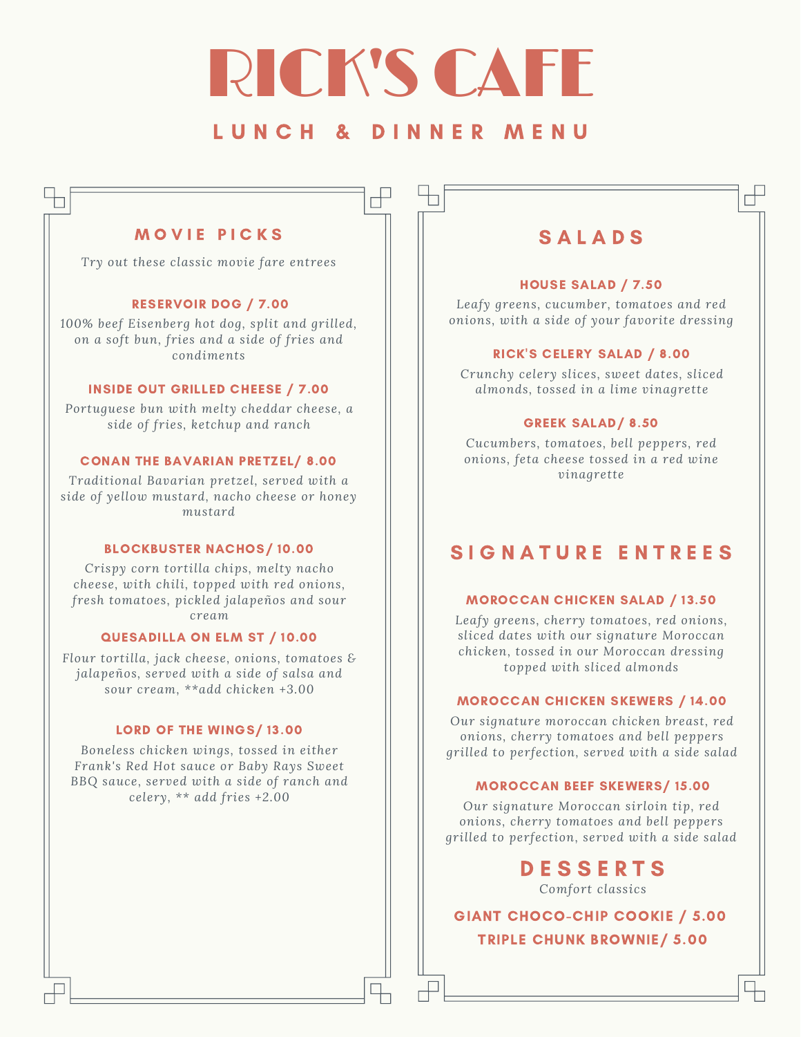# RICK'S CAFE

## LUNCH & DINNER MENU

## MOVIE PICKS

*Try out these classic movie fare entrees*

### RESERVOIR DOG / 7.00

*100% beef Eisenberg hot dog, split and grilled, on a soft bun, fries and a side of fries and condiments*

### INSIDE OUT GRILLED CHEESE / 7.00

*Portuguese bun with melty cheddar cheese, a side of fries, ketchup and ranch*

### CONAN THE BAVARIAN PRETZEL/ 8.00

*Traditional Bavarian pretzel, served with a side of yellow mustard, nacho cheese or honey mustard*

### BLOCKBUSTER NACHOS/ 10.00

*Crispy corn tortilla chips, melty nacho cheese, with chili, topped with red onions, fresh tomatoes, pickled jalapeños and sour cream*

### QUESADILLA ON ELM ST / 10.00

*Flour tortilla, jack cheese, onions, tomatoes & jalapeños, served with a side of salsa and sour cream, **add chicken +3.00*

### LORD OF THE WINGS/ 13.00

*Boneless chicken wings, tossed in either Frank's Red Hot sauce or Baby Rays Sweet BBQ sauce, served with a side of ranch and celery, ** add fries +2.00*

## SALADS

### HOUSE SALAD / 7.50

*Leafy greens, cucumber, tomatoes and red onions, with a side of your favorite dressing*

### RICK'S CELERY SALAD / 8.00

*Crunchy celery slices, sweet dates, sliced almonds, tossed in a lime vinagrette*

### GREEK SALAD/ 8.50

*Cucumbers, tomatoes, bell peppers, red onions, feta cheese tossed in a red wine vinagrette*

## SIGNATURE ENTREES

### MOROCCAN CHICKEN SALAD / 13.50

*Leafy greens, cherry tomatoes, red onions, sliced dates with our signature Moroccan chicken, tossed in our Moroccan dressing topped with sliced almonds*

### MOROCCAN CHICKEN SKEWERS / 14.00

*Our signature moroccan chicken breast, red onions, cherry tomatoes and bell peppers grilled to perfection, served with a side salad*

### MOROCCAN BEEF SKEWERS/ 15.00

*Our signature Moroccan sirloin tip, red onions, cherry tomatoes and bell peppers grilled to perfection, served with a side salad*

## DESSERTS

Comfort classics

### GIANT CHOCO-CHIP COOKIE / 5.00

### TRIPLE CHUNK BROWNIE/ 5.00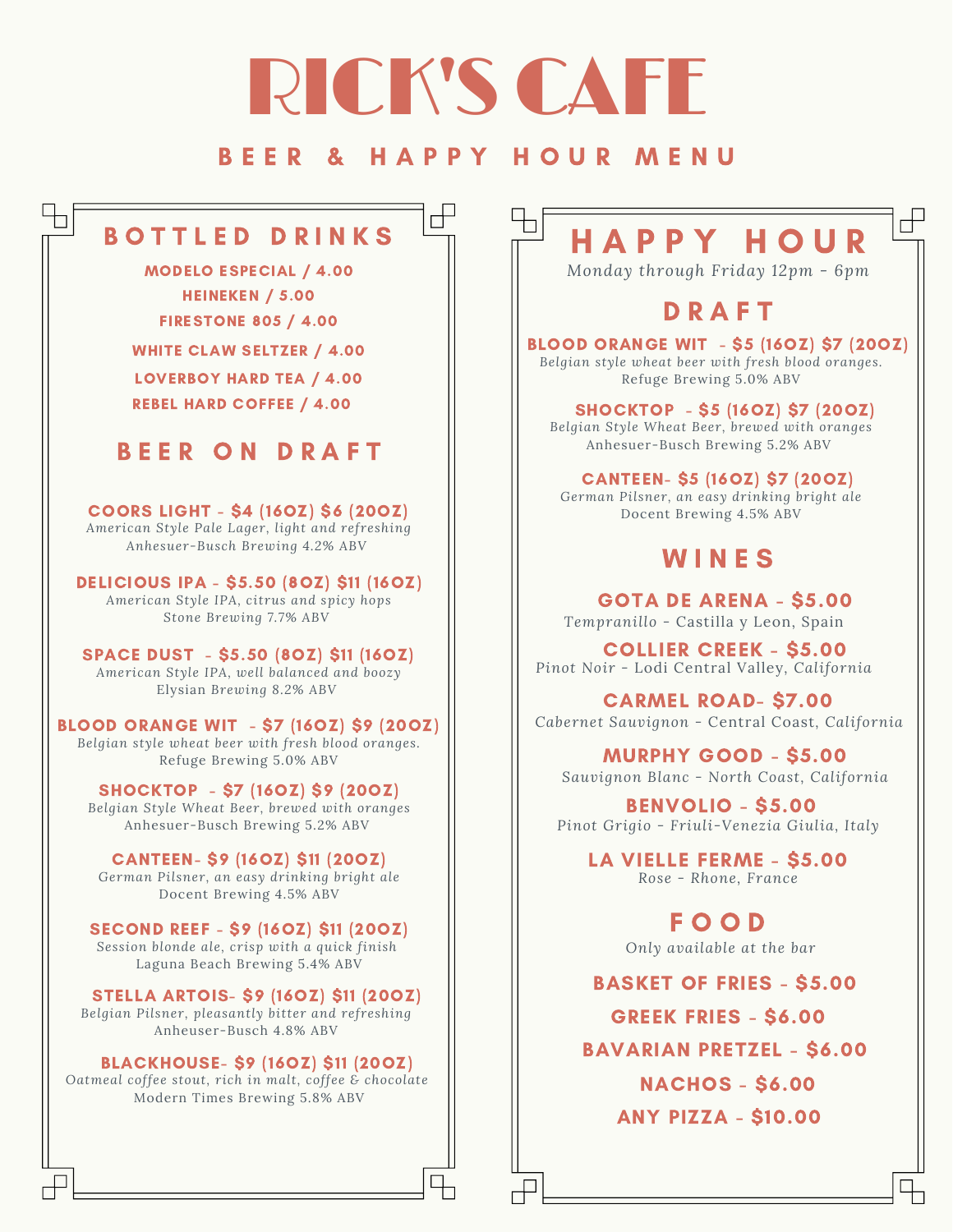# RICK'S CAFE

## BEER & HAPPY HOUR MENU

## BOTTLED DRINKS

**MODELO ESPECIAL / 4.00**

**HEINEKEN / 5.00**

**FIRESTONE 805 / 4.00**

**WHITE CLAW SELTZER / 4.00**

**LOVERBOY HARD TEA / 4.00**

**REBEL HARD COFFEE / 4.00**

## BEER ON DRAFT

**COORS LIGHT - $4 (16OZ) $6 (20OZ)**
*American Style Pale Lager, light and refreshing*
Anhesuer-Busch Brewing 4.2% ABV

**DELICIOUS IPA - $5.50 (8OZ) $11 (16OZ)**
*American Style IPA, citrus and spicy hops*
Stone Brewing 7.7% ABV

**SPACE DUST - $5.50 (8OZ) $11 (16OZ)**
*American Style IPA, well balanced and boozy*
Elysian Brewing 8.2% ABV

**BLOOD ORANGE WIT - $7 (16OZ) $9 (20OZ)**
*Belgian style wheat beer with fresh blood oranges.*
Refuge Brewing 5.0% ABV

**SHOCKTOP - $7 (16OZ) $9 (20OZ)**
*Belgian Style Wheat Beer, brewed with oranges*
Anhesuer-Busch Brewing 5.2% ABV

**CANTEEN- $9 (16OZ) $11 (20OZ)**
*German Pilsner, an easy drinking bright ale*
Docent Brewing 4.5% ABV

**SECOND REEF - $9 (16OZ) $11 (20OZ)**
*Session blonde ale, crisp with a quick finish*
Laguna Beach Brewing 5.4% ABV

**STELLA ARTOIS- $9 (16OZ) $11 (20OZ)**
*Belgian Pilsner, pleasantly bitter and refreshing*
Anheuser-Busch 4.8% ABV

**BLACKHOUSE- $9 (16OZ) $11 (20OZ)**
*Oatmeal coffee stout, rich in malt, coffee & chocolate*
Modern Times Brewing 5.8% ABV

## HAPPY HOUR

*Monday through Friday 12pm - 6pm*

### DRAFT

**BLOOD ORANGE WIT - $5 (16OZ) $7 (20OZ)**
*Belgian style wheat beer with fresh blood oranges.*
Refuge Brewing 5.0% ABV

**SHOCKTOP - $5 (16OZ) $7 (20OZ)**
*Belgian Style Wheat Beer, brewed with oranges*
Anhesuer-Busch Brewing 5.2% ABV

**CANTEEN- $5 (16OZ) $7 (20OZ)**
*German Pilsner, an easy drinking bright ale*
Docent Brewing 4.5% ABV

### WINES

**GOTA DE ARENA - $5.00**
*Tempranillo - Castilla y Leon, Spain*

**COLLIER CREEK - $5.00**
*Pinot Noir - Lodi Central Valley, California*

**CARMEL ROAD- $7.00**
*Cabernet Sauvignon - Central Coast, California*

**MURPHY GOOD - $5.00**
*Sauvignon Blanc - North Coast, California*

**BENVOLIO - $5.00**
*Pinot Grigio - Friuli-Venezia Giulia, Italy*

**LA VIELLE FERME - $5.00**
*Rose - Rhone, France*

### FOOD

*Only available at the bar*

**BASKET OF FRIES - $5.00**

**GREEK FRIES - $6.00**

**BAVARIAN PRETZEL - $6.00**

**NACHOS - $6.00**

**ANY PIZZA - $10.00**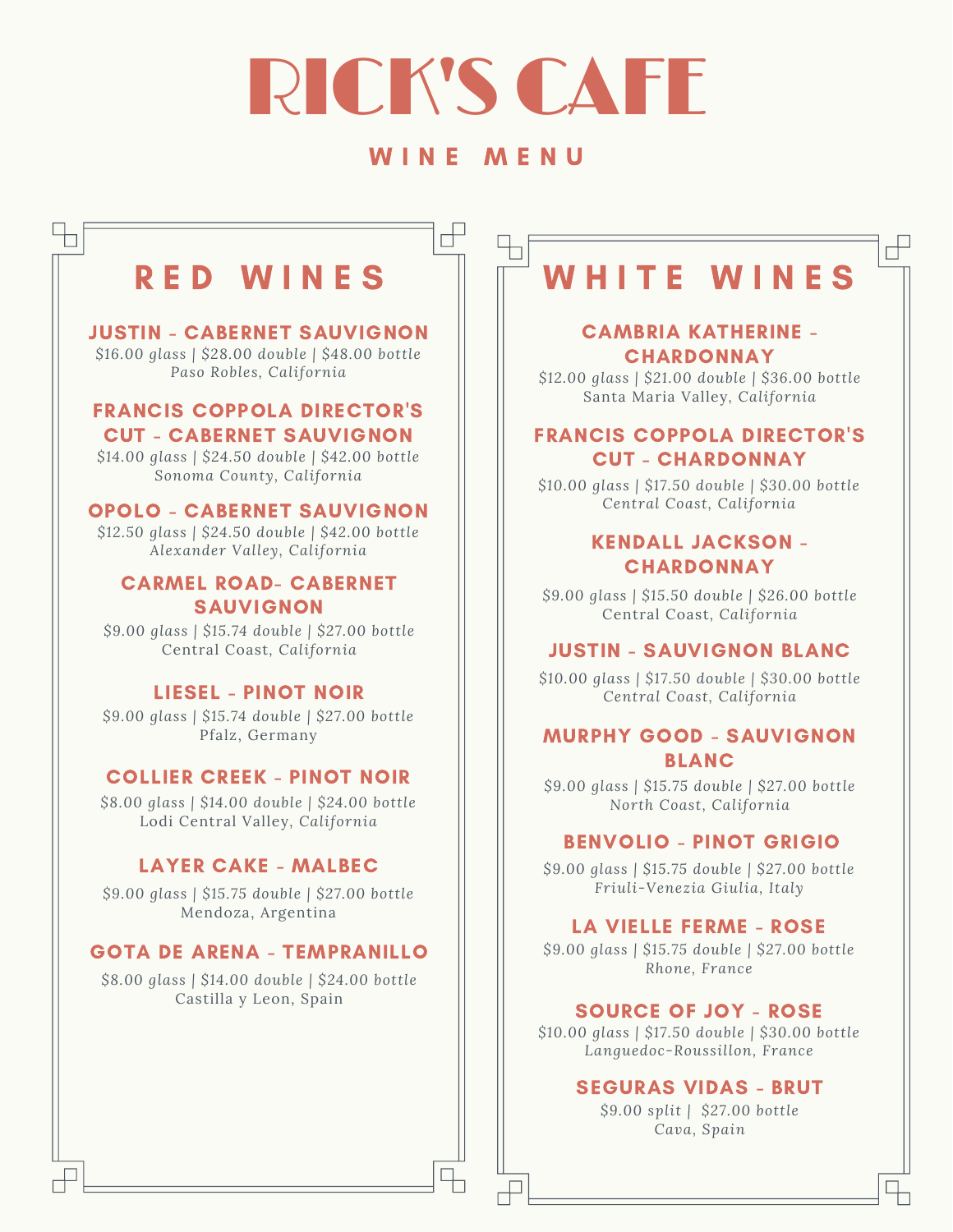# RICK'S CAFE

## WINE MENU

## RED WINES

### JUSTIN - CABERNET SAUVIGNON

*$16.00 glass | $28.00 double | $48.00 bottle*
*Paso Robles, California*

### FRANCIS COPPOLA DIRECTOR'S CUT - CABERNET SAUVIGNON

*$14.00 glass | $24.50 double | $42.00 bottle*
*Sonoma County, California*

### OPOLO - CABERNET SAUVIGNON

*$12.50 glass | $24.50 double | $42.00 bottle*
*Alexander Valley, California*

### CARMEL ROAD- CABERNET SAUVIGNON

*$9.00 glass | $15.74 double | $27.00 bottle*
*Central Coast, California*

### LIESEL - PINOT NOIR

*$9.00 glass | $15.74 double | $27.00 bottle*
*Pfalz, Germany*

### COLLIER CREEK - PINOT NOIR

*$8.00 glass | $14.00 double | $24.00 bottle*
*Lodi Central Valley, California*

### LAYER CAKE - MALBEC

*$9.00 glass | $15.75 double | $27.00 bottle*
*Mendoza, Argentina*

### GOTA DE ARENA - TEMPRANILLO

*$8.00 glass | $14.00 double | $24.00 bottle*
*Castilla y Leon, Spain*

## WHITE WINES

### CAMBRIA KATHERINE - CHARDONNAY

*$12.00 glass | $21.00 double | $36.00 bottle*
*Santa Maria Valley, California*

### FRANCIS COPPOLA DIRECTOR'S CUT - CHARDONNAY

*$10.00 glass | $17.50 double | $30.00 bottle*
*Central Coast, California*

### KENDALL JACKSON - CHARDONNAY

*$9.00 glass | $15.50 double | $26.00 bottle*
*Central Coast, California*

### JUSTIN - SAUVIGNON BLANC

*$10.00 glass | $17.50 double | $30.00 bottle*
*Central Coast, California*

### MURPHY GOOD - SAUVIGNON BLANC

*$9.00 glass | $15.75 double | $27.00 bottle*
*North Coast, California*

### BENVOLIO - PINOT GRIGIO

*$9.00 glass | $15.75 double | $27.00 bottle*
*Friuli-Venezia Giulia, Italy*

### LA VIELLE FERME - ROSE

*$9.00 glass | $15.75 double | $27.00 bottle*
*Rhone, France*

### SOURCE OF JOY - ROSE

*$10.00 glass | $17.50 double | $30.00 bottle*
*Languedoc-Roussillon, France*

### SEGURAS VIDAS - BRUT

*$9.00 split | $27.00 bottle*
*Cava, Spain*